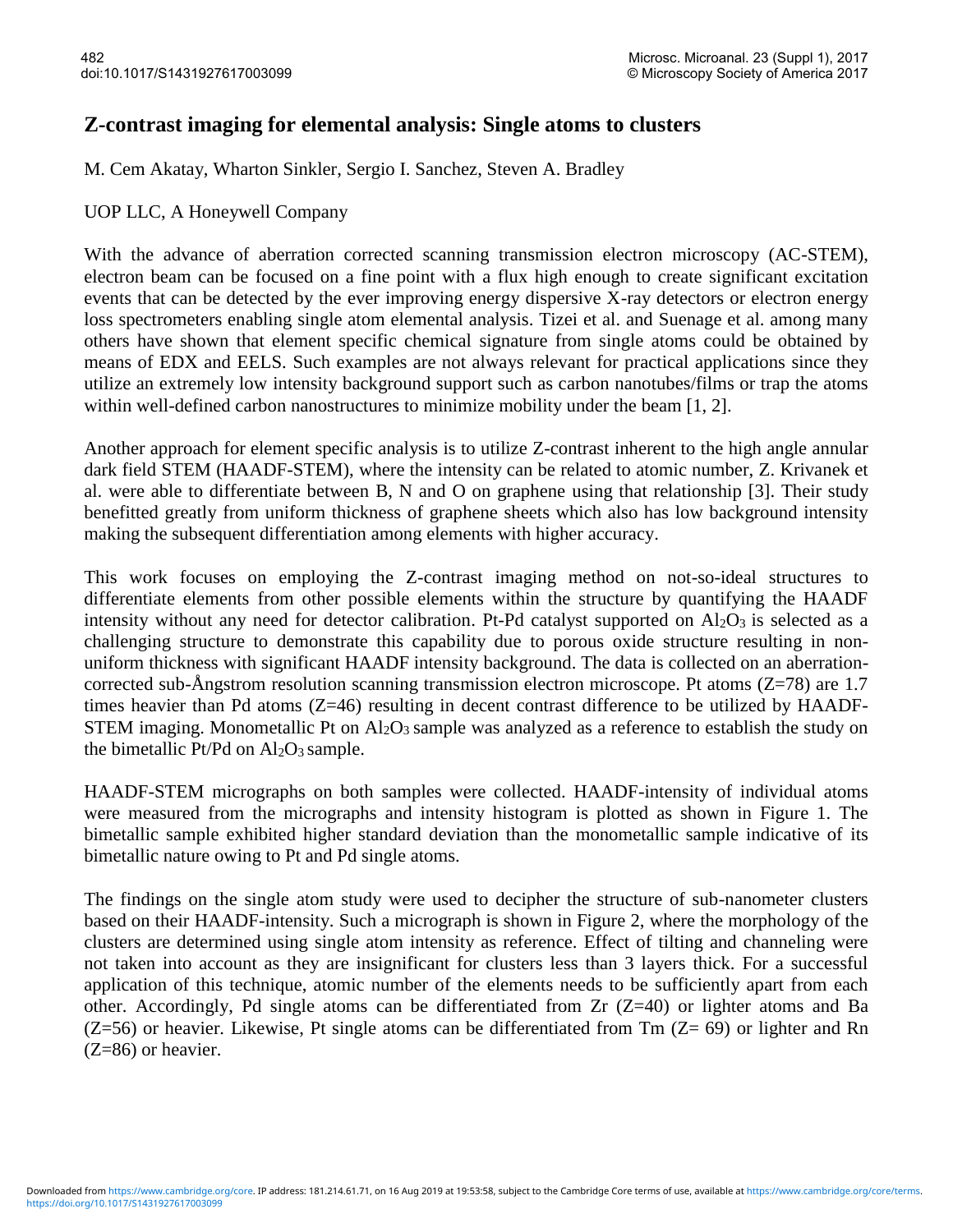# Z-contrast imaging for elemental analysis: Single atoms to clusters

M. Cem Akatay, Wharton Sinkler, Sergio I. Sanchez, Steven A. Bradley

UOP LLC, A Honeywell Company

With the advance of aberration corrected scanning transmission electron microscopy (AC-STEM), electron beam can be focused on a fine point with a flux high enough to create significant excitation events that can be detected by the ever improving energy dispersive X-ray detectors or electron energy loss spectrometers enabling single atom elemental analysis. Tizei et al. and Suenage et al. among many others have shown that element specific chemical signature from single atoms could be obtained by means of EDX and EELS. Such examples are not always relevant for practical applications since they utilize an extremely low intensity background support such as carbon nanotubes/films or trap the atoms within well-defined carbon nanostructures to minimize mobility under the beam [1, 2].

Another approach for element specific analysis is to utilize Z-contrast inherent to the high angle annular dark field STEM (HAADF-STEM), where the intensity can be related to atomic number, Z. Krivanek et al. were able to differentiate between B, N and O on graphene using that relationship [3]. Their study benefitted greatly from uniform thickness of graphene sheets which also has low background intensity making the subsequent differentiation among elements with higher accuracy.

This work focuses on employing the Z-contrast imaging method on not-so-ideal structures to differentiate elements from other possible elements within the structure by quantifying the HAADF intensity without any need for detector calibration. Pt-Pd catalyst supported on $Al_2O_3$ is selected as a challenging structure to demonstrate this capability due to porous oxide structure resulting in non-uniform thickness with significant HAADF intensity background. The data is collected on an aberration-corrected sub-Ångstrom resolution scanning transmission electron microscope. Pt atoms (Z=78) are 1.7 times heavier than Pd atoms (Z=46) resulting in decent contrast difference to be utilized by HAADF-STEM imaging. Monometallic Pt on $Al_2O_3$ sample was analyzed as a reference to establish the study on the bimetallic Pt/Pd on $Al_2O_3$ sample.

HAADF-STEM micrographs on both samples were collected. HAADF-intensity of individual atoms were measured from the micrographs and intensity histogram is plotted as shown in Figure 1. The bimetallic sample exhibited higher standard deviation than the monometallic sample indicative of its bimetallic nature owing to Pt and Pd single atoms.

The findings on the single atom study were used to decipher the structure of sub-nanometer clusters based on their HAADF-intensity. Such a micrograph is shown in Figure 2, where the morphology of the clusters are determined using single atom intensity as reference. Effect of tilting and channeling were not taken into account as they are insignificant for clusters less than 3 layers thick. For a successful application of this technique, atomic number of the elements needs to be sufficiently apart from each other. Accordingly, Pd single atoms can be differentiated from Zr (Z=40) or lighter atoms and Ba (Z=56) or heavier. Likewise, Pt single atoms can be differentiated from Tm (Z= 69) or lighter and Rn (Z=86) or heavier.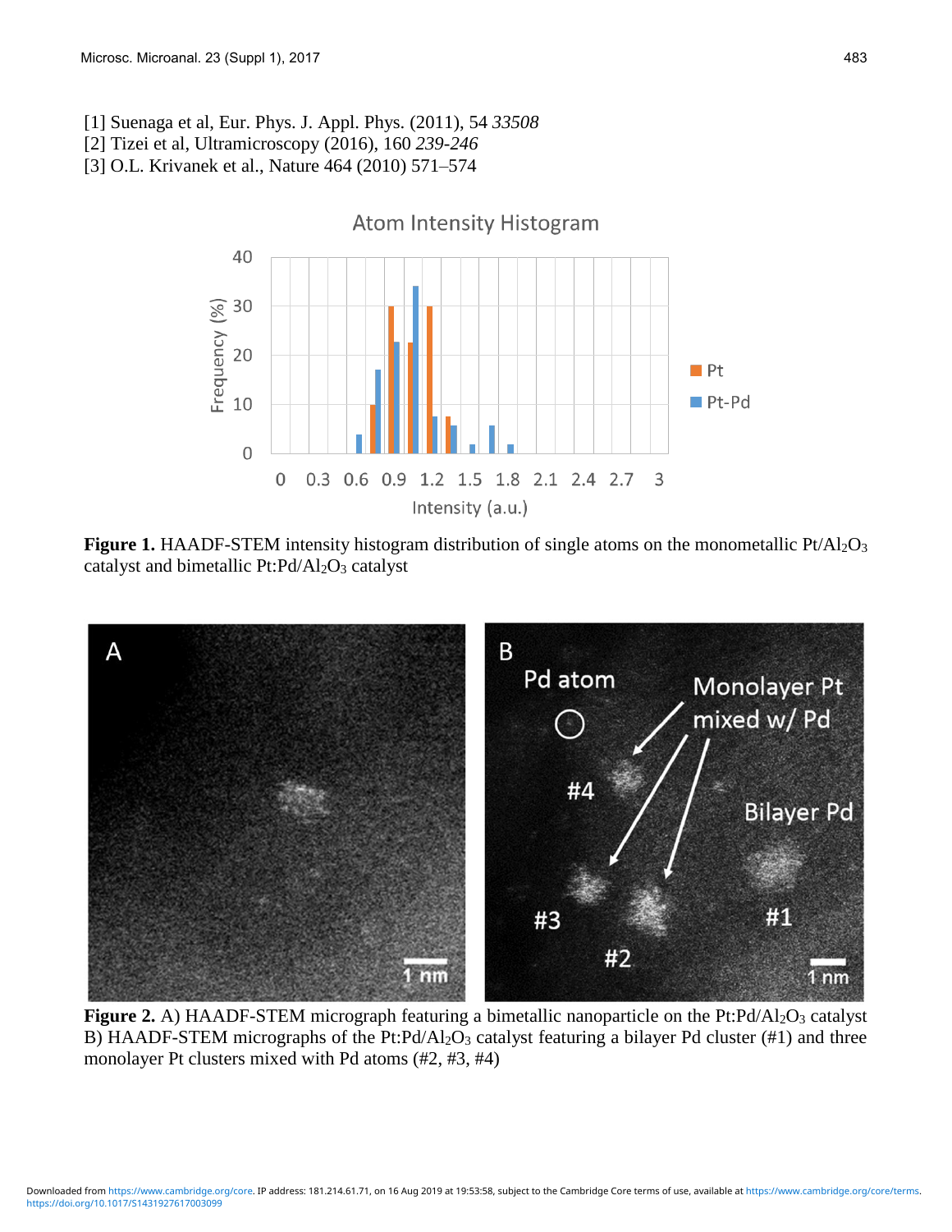[1] Suenaga et al, Eur. Phys. J. Appl. Phys. (2011), 54 *33508*
[2] Tizei et al, Ultramicroscopy (2016), 160 *239-246*
[3] O.L. Krivanek et al., Nature 464 (2010) 571–574

Atom Intensity Histogram

Frequency (%)

40
30
20
10
0

0 0.3 0.6 0.9 1.2 1.5 1.8 2.1 2.4 2.7 3

Intensity (a.u.)

Pt
Pt-Pd

**Figure 1.** HAADF-STEM intensity histogram distribution of single atoms on the monometallic Pt/$Al_2O_3$ catalyst and bimetallic Pt:Pd/$Al_2O_3$ catalyst

A

1 nm

B

Pd atom

Monolayer Pt mixed w/ Pd

Bilayer Pd

#1
#2
#3
#4

1 nm

**Figure 2.** A) HAADF-STEM micrograph featuring a bimetallic nanoparticle on the Pt:Pd/$Al_2O_3$ catalyst B) HAADF-STEM micrographs of the Pt:Pd/$Al_2O_3$ catalyst featuring a bilayer Pd cluster (#1) and three monolayer Pt clusters mixed with Pd atoms (#2, #3, #4)